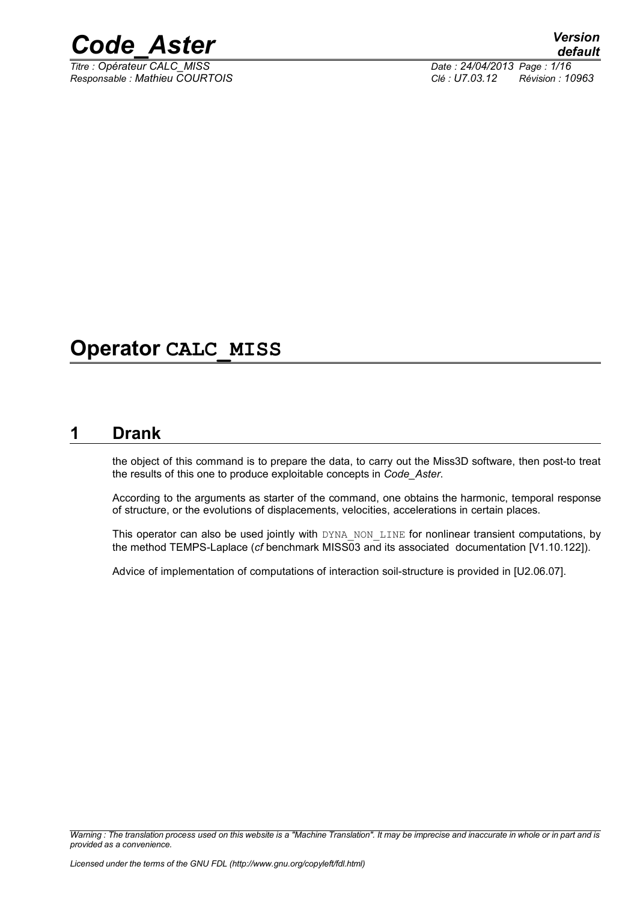# Operator CALC_MISS

## 1 Drank

the object of this command is to prepare the data, to carry out the Miss3D software, then post-to treat the results of this one to produce exploitable concepts in *Code_Aster*.

According to the arguments as starter of the command, one obtains the harmonic, temporal response of structure, or the evolutions of displacements, velocities, accelerations in certain places.

This operator can also be used jointly with DYNA_NON_LINE for nonlinear transient computations, by the method TEMPS-Laplace (*cf* benchmark MISS03 and its associated documentation [V1.10.122]).

Advice of implementation of computations of interaction soil-structure is provided in [U2.06.07].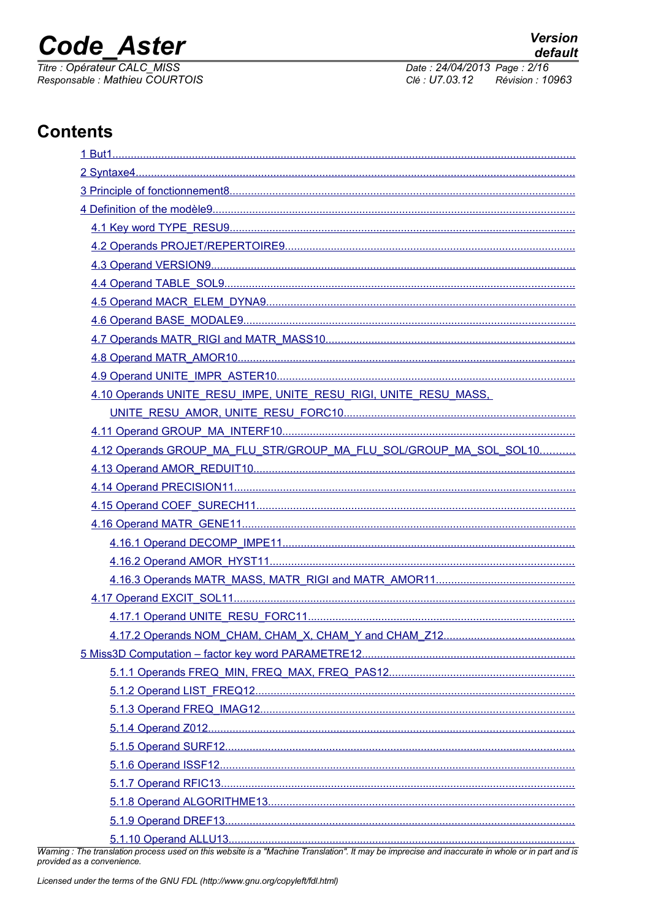# Contents

1 But1
2 Syntaxe4
3 Principle of fonctionnement8
4 Definition of the modèle9
- 4.1 Key word TYPE_RESU9
- 4.2 Operands PROJET/REPERTOIRE9
- 4.3 Operand VERSION9
- 4.4 Operand TABLE_SOL9
- 4.5 Operand MACR_ELEM_DYNA9
- 4.6 Operand BASE_MODALE9
- 4.7 Operands MATR_RIGI and MATR_MASS10
- 4.8 Operand MATR_AMOR10
- 4.9 Operand UNITE_IMPR_ASTER10
- 4.10 Operands UNITE_RESU_IMPE, UNITE_RESU_RIGI, UNITE_RESU_MASS, UNITE_RESU_AMOR, UNITE_RESU_FORC10
- 4.11 Operand GROUP_MA_INTERF10
- 4.12 Operands GROUP_MA_FLU_STR/GROUP_MA_FLU_SOL/GROUP_MA_SOL_SOL10
- 4.13 Operand AMOR_REDUIT10
- 4.14 Operand PRECISION11
- 4.15 Operand COEF_SURECH11
- 4.16 Operand MATR_GENE11
  - 4.16.1 Operand DECOMP_IMPE11
  - 4.16.2 Operand AMOR_HYST11
  - 4.16.3 Operands MATR_MASS, MATR_RIGI and MATR_AMOR11
- 4.17 Operand EXCIT_SOL11
  - 4.17.1 Operand UNITE_RESU_FORC11
  - 4.17.2 Operands NOM_CHAM, CHAM_X, CHAM_Y and CHAM_Z12

5 Miss3D Computation – factor key word PARAMETRE12
- 5.1.1 Operands FREQ_MIN, FREQ_MAX, FREQ_PAS12
- 5.1.2 Operand LIST_FREQ12
- 5.1.3 Operand FREQ_IMAG12
- 5.1.4 Operand Z012
- 5.1.5 Operand SURF12
- 5.1.6 Operand ISSF12
- 5.1.7 Operand RFIC13
- 5.1.8 Operand ALGORITHME13
- 5.1.9 Operand DREF13
- 5.1.10 Operand ALLU13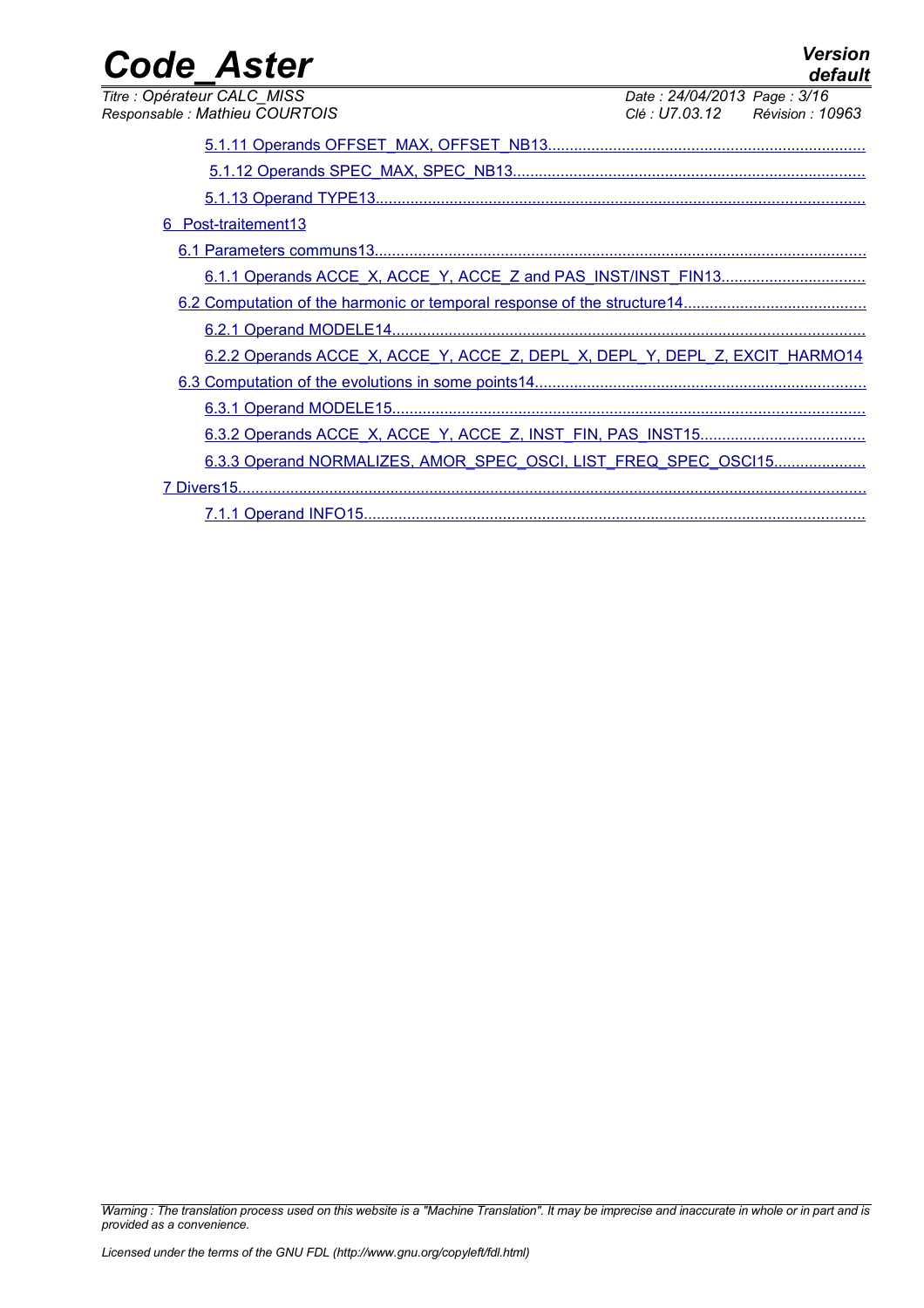5.1.11 Operands OFFSET_MAX, OFFSET_NB13

5.1.12 Operands SPEC_MAX, SPEC_NB13

5.1.13 Operand TYPE13

6 Post-traitement13

6.1 Parameters communs13

6.1.1 Operands ACCE_X, ACCE_Y, ACCE_Z and PAS_INST/INST_FIN13

6.2 Computation of the harmonic or temporal response of the structure14

6.2.1 Operand MODELE14

6.2.2 Operands ACCE_X, ACCE_Y, ACCE_Z, DEPL_X, DEPL_Y, DEPL_Z, EXCIT_HARMO14

6.3 Computation of the evolutions in some points14

6.3.1 Operand MODELE15

6.3.2 Operands ACCE_X, ACCE_Y, ACCE_Z, INST_FIN, PAS_INST15

6.3.3 Operand NORMALIZES, AMOR_SPEC_OSCI, LIST_FREQ_SPEC_OSCI15

7 Divers15

7.1.1 Operand INFO15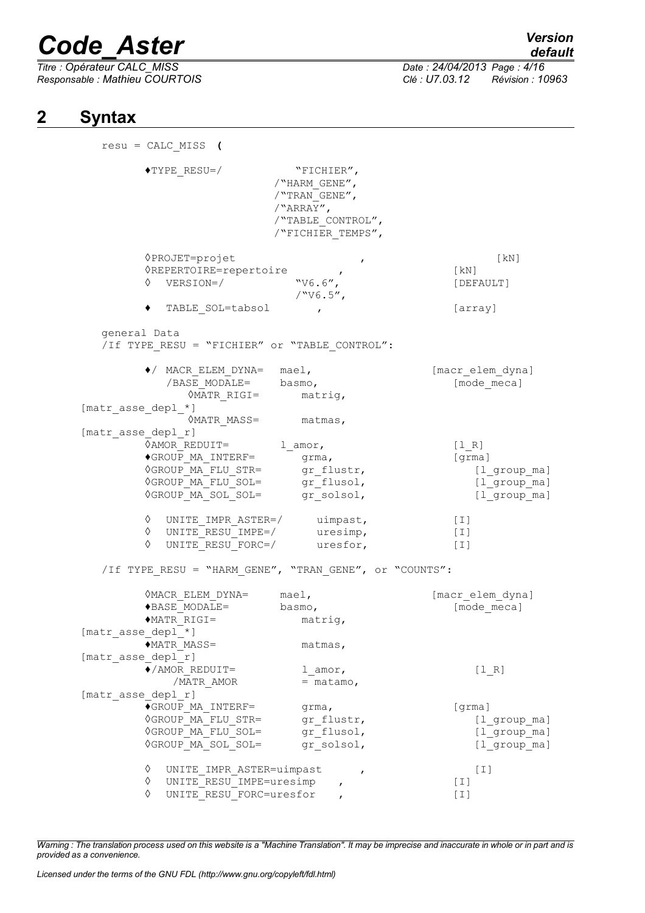## 2 Syntax

```
resu = CALC_MISS (

      ♦TYPE_RESU=/           "FICHIER",
                        /"HARM_GENE",
                        /"TRAN_GENE",
                        /"ARRAY",
                        /"TABLE_CONTROL",
                        /"FICHIER_TEMPS",

      ◊PROJET=projet                    ,                  [kN]
      ◊REPERTOIRE=repertoire          ,              [kN]
      ◊  VERSION=/           "V6.6",                 [DEFAULT]
                             /"V6.5",
      ♦  TABLE_SOL=tabsol         ,                  [array]

   general Data
   /If TYPE_RESU = "FICHIER" or "TABLE_CONTROL":

      ♦/ MACR_ELEM_DYNA=   mael,                    [macr_elem_dyna]
         /BASE_MODALE=     basmo,                       [mode_meca]
            ◊MATR_RIGI=       matrig,
[matr_asse_depl_*]
            ◊MATR_MASS=       matmas,
[matr_asse_depl_r]
      ◊AMOR_REDUIT=       l_amor,                   [l_R]
      ♦GROUP_MA_INTERF=      grma,                  [grma]
      ◊GROUP_MA_FLU_STR=     gr_flustr,                 [l_group_ma]
      ◊GROUP_MA_FLU_SOL=     gr_flusol,                 [l_group_ma]
      ◊GROUP_MA_SOL_SOL=     gr_solsol,                 [l_group_ma]

      ◊  UNITE_IMPR_ASTER=/     uimpast,            [I]
      ◊  UNITE_RESU_IMPE=/      uresimp,            [I]
      ◊  UNITE_RESU_FORC=/      uresfor,            [I]

   /If TYPE_RESU = "HARM_GENE", "TRAN_GENE", or "COUNTS":

      ◊MACR_ELEM_DYNA=     mael,                    [macr_elem_dyna]
      ♦BASE_MODALE=        basmo,                       [mode_meca]
      ♦MATR_RIGI=              matrig,
[matr_asse_depl_*]
      ♦MATR_MASS=              matmas,
[matr_asse_depl_r]
      ♦/AMOR_REDUIT=           l_amor,                  [l_R]
         /MATR_AMOR            = matamo,
[matr_asse_depl_r]
      ♦GROUP_MA_INTERF=       grma,                 [grma]
      ◊GROUP_MA_FLU_STR=      gr_flustr,                [l_group_ma]
      ◊GROUP_MA_FLU_SOL=      gr_flusol,                [l_group_ma]
      ◊GROUP_MA_SOL_SOL=      gr_solsol,                [l_group_ma]

      ◊  UNITE_IMPR_ASTER=uimpast      ,                [I]
      ◊  UNITE_RESU_IMPE=uresimp    ,               [I]
      ◊  UNITE_RESU_FORC=uresfor    ,               [I]
```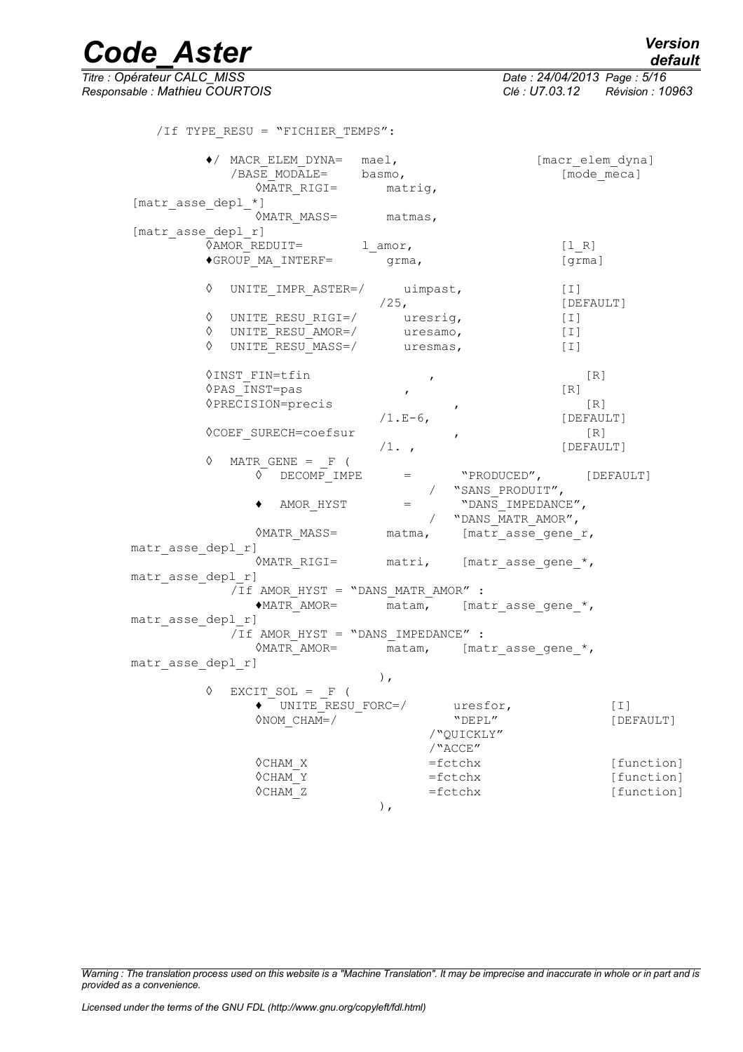```
/If TYPE_RESU = "FICHIER_TEMPS":

        ♦/ MACR_ELEM_DYNA=   mael,                      [macr_elem_dyna]
           /BASE_MODALE=     basmo,                        [mode_meca]
              ◊MATR_RIGI=       matrig,
    [matr_asse_depl_*]
              ◊MATR_MASS=       matmas,
    [matr_asse_depl_r]
        ◊AMOR_REDUIT=        l_amor,                    [l_R]
        ♦GROUP_MA_INTERF=       grma,                   [grma]

        ◊   UNITE_IMPR_ASTER=/      uimpast,            [I]
                               /25,                     [DEFAULT]
        ◊   UNITE_RESU_RIGI=/       uresrig,            [I]
        ◊   UNITE_RESU_AMOR=/       uresamo,            [I]
        ◊   UNITE_RESU_MASS=/       uresmas,            [I]

        ◊INST_FIN=tfin                  ,                  [R]
        ◊PAS_INST=pas                 ,                 [R]
        ◊PRECISION=precis                   ,              [R]
                               /1.E-6,                  [DEFAULT]
        ◊COEF_SURECH=coefsur                ,              [R]
                               /1. ,                    [DEFAULT]
        ◊   MATR_GENE = _F (
              ◊  DECOMP_IMPE      =        "PRODUCED",      [DEFAULT]
                                    /  "SANS_PRODUIT",
              ♦  AMOR_HYST        =        "DANS_IMPEDANCE",
                                    /  "DANS_MATR_AMOR",
              ◊MATR_MASS=       matma,    [matr_asse_gene_r,
    matr_asse_depl_r]
              ◊MATR_RIGI=       matri,    [matr_asse_gene_*,
    matr_asse_depl_r]
            /If AMOR_HYST = "DANS_MATR_AMOR" :
              ♦MATR_AMOR=       matam,    [matr_asse_gene_*,
    matr_asse_depl_r]
            /If AMOR_HYST = "DANS_IMPEDANCE" :
              ◊MATR_AMOR=       matam,    [matr_asse_gene_*,
    matr_asse_depl_r]
                               ),
        ◊   EXCIT_SOL = _F (
              ♦  UNITE_RESU_FORC=/       uresfor,             [I]
              ◊NOM_CHAM=/                "DEPL"               [DEFAULT]
                                     /"QUICKLY"
                                     /"ACCE"
              ◊CHAM_X                =fctchx                  [function]
              ◊CHAM_Y                =fctchx                  [function]
              ◊CHAM_Z                =fctchx                  [function]
                               ),
```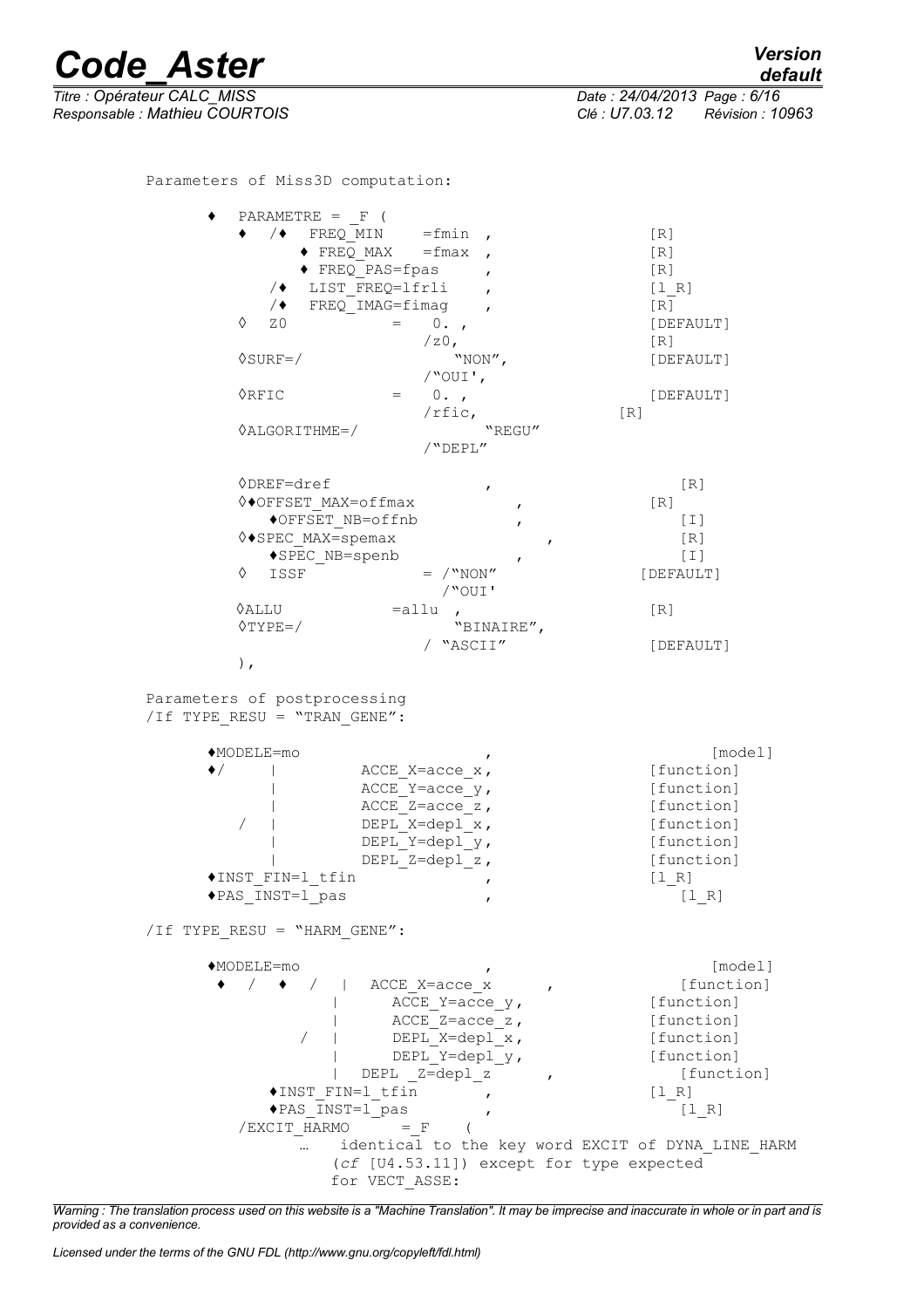Parameters of Miss3D computation:

```
♦   PARAMETRE = _F (
    ♦  /♦  FREQ_MIN    =fmin ,                  [R]
         ♦ FREQ_MAX   =fmax ,                   [R]
         ♦ FREQ_PAS=fpas     ,                  [R]
       /♦  LIST_FREQ=lfrli    ,                 [l_R]
       /♦  FREQ_IMAG=fimag    ,                 [R]
    ◊  Z0           =    0. ,                   [DEFAULT]
                      /z0,                      [R]
    ◊SURF=/               "NON",                [DEFAULT]
                      /"OUI',
    ◊RFIC           =    0. ,                   [DEFAULT]
                      /rfic,                  [R]
    ◊ALGORITHME=/              "REGU"
                      /"DEPL"

    ◊DREF=dref                ,                 [R]
    ◊♦OFFSET_MAX=offmax           ,           [R]
       ♦OFFSET_NB=offnb           ,             [I]
    ◊♦SPEC_MAX=spemax                ,          [R]
       ♦SPEC_NB=spenb             ,             [I]
    ◊  ISSF             = /"NON"               [DEFAULT]
                          /"OUI'
    ◊ALLU           =allu ,                     [R]
    ◊TYPE=/               "BINAIRE",
                      / "ASCII"                 [DEFAULT]
    ),
```

Parameters of postprocessing
/If TYPE_RESU = "TRAN_GENE":

```
    ♦MODELE=mo                   ,                    [model]
    ♦/    |         ACCE_X=acce_x,               [function]
          |         ACCE_Y=acce_y,               [function]
          |         ACCE_Z=acce_z,               [function]
       /  |         DEPL_X=depl_x,               [function]
          |         DEPL_Y=depl_y,               [function]
          |         DEPL_Z=depl_z,               [function]
    ♦INST_FIN=l_tfin             ,               [l_R]
    ♦PAS_INST=l_pas              ,                  [l_R]
```

/If TYPE_RESU = "HARM_GENE":

```
    ♦MODELE=mo                   ,                    [model]
     ♦  /  ♦  /  |  ACCE_X=acce_x      ,             [function]
                 |     ACCE_Y=acce_y,              [function]
                 |     ACCE_Z=acce_z,              [function]
              /  |     DEPL_X=depl_x,              [function]
                 |     DEPL_Y=depl_y,              [function]
                 |  DEPL _Z=depl_z      ,              [function]
        ♦INST_FIN=l_tfin       ,               [l_R]
        ♦PAS_INST=l_pas        ,                  [l_R]
     /EXCIT_HARMO      = _F    (
            …   identical to the key word EXCIT of DYNA_LINE_HARM
               (cf [U4.53.11]) except for type expected
               for VECT_ASSE:
```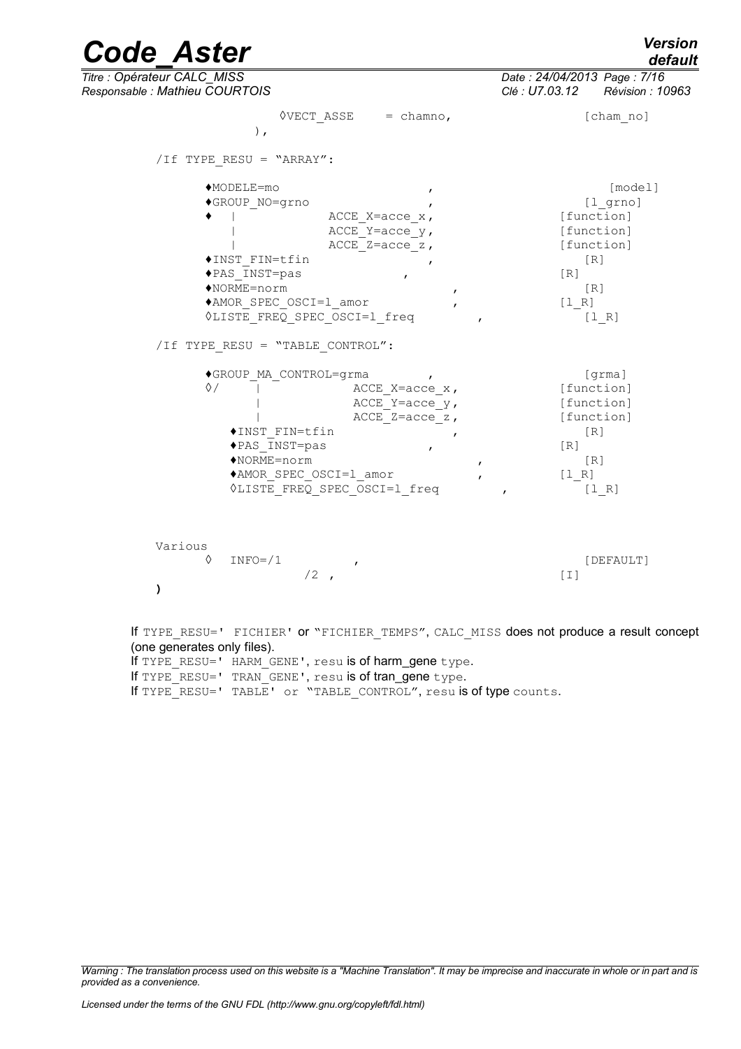```
            ◊VECT_ASSE    = chamno,                    [cham_no]
        ),

  /If TYPE_RESU = "ARRAY":

      ♦MODELE=mo                        ,                    [model]
      ♦GROUP_NO=grno                    ,                    [l_grno]
      ♦  |            ACCE_X=acce_x,                     [function]
         |            ACCE_Y=acce_y,                     [function]
         |            ACCE_Z=acce_z,                     [function]
      ♦INST_FIN=tfin                    ,                    [R]
      ♦PAS_INST=pas                 ,                    [R]
      ♦NORME=norm                           ,                [R]
      ♦AMOR_SPEC_OSCI=l_amor                ,            [l_R]
      ◊LISTE_FREQ_SPEC_OSCI=l_freq            ,              [l_R]

  /If TYPE_RESU = "TABLE_CONTROL":

      ♦GROUP_MA_CONTROL=grma            ,                    [grma]
      ◊/    |             ACCE_X=acce_x,                 [function]
            |             ACCE_Y=acce_y,                 [function]
            |             ACCE_Z=acce_z,                 [function]
         ♦INST_FIN=tfin                     ,                [R]
         ♦PAS_INST=pas                  ,                [R]
         ♦NORME=norm                            ,            [R]
         ♦AMOR_SPEC_OSCI=l_amor                 ,        [l_R]
         ◊LISTE_FREQ_SPEC_OSCI=l_freq             ,          [l_R]


  Various
      ◊   INFO=/1            ,                               [DEFAULT]
                 /2  ,                                   [I]
)
```

If TYPE_RESU=' FICHIER' or "FICHIER_TEMPS", CALC_MISS does not produce a result concept (one generates only files).

If TYPE_RESU=' HARM_GENE', resu is of harm_gene type.

If TYPE_RESU=' TRAN_GENE', resu is of tran_gene type.

If TYPE_RESU=' TABLE' or "TABLE_CONTROL", resu is of type counts.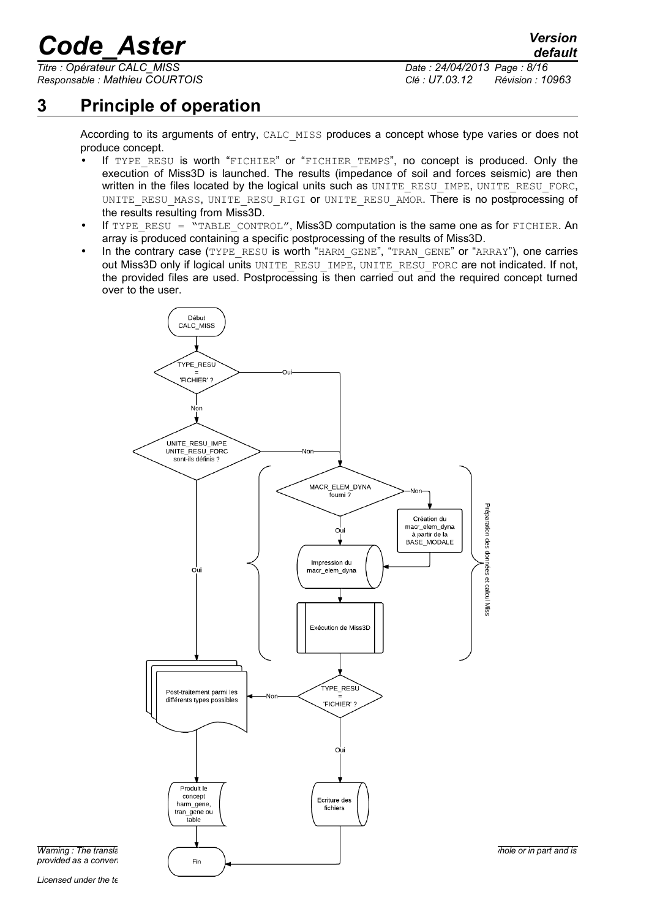# 3 Principle of operation

According to its arguments of entry, CALC_MISS produces a concept whose type varies or does not produce concept.

- If TYPE_RESU is worth "FICHIER" or "FICHIER_TEMPS", no concept is produced. Only the execution of Miss3D is launched. The results (impedance of soil and forces seismic) are then written in the files located by the logical units such as UNITE_RESU_IMPE, UNITE_RESU_FORC, UNITE_RESU_MASS, UNITE_RESU_RIGI or UNITE_RESU_AMOR. There is no postprocessing of the results resulting from Miss3D.
- If TYPE_RESU = "TABLE_CONTROL", Miss3D computation is the same one as for FICHIER. An array is produced containing a specific postprocessing of the results of Miss3D.
- In the contrary case (TYPE_RESU is worth "HARM_GENE", "TRAN_GENE" or "ARRAY"), one carries out Miss3D only if logical units UNITE_RESU_IMPE, UNITE_RESU_FORC are not indicated. If not, the provided files are used. Postprocessing is then carried out and the required concept turned over to the user.

Début CALC_MISS

TYPE_RESU = 'FICHIER' ? — Oui / Non

UNITE_RESU_IMPE UNITE_RESU_FORC sont-ils définis ? — Non / Oui

MACR_ELEM_DYNA fourni ? — Non / Oui

Création du macr_elem_dyna à partir de la BASE_MODALE

Impression du macr_elem_dyna

Exécution de Miss3D

Préparation des données et calcul Miss

TYPE_RESU = 'FICHIER' ? — Non / Oui

Post-traitement parmi les différents types possibles

Produit le concept harm_gene, tran_gene ou table

Ecriture des fichiers

Fin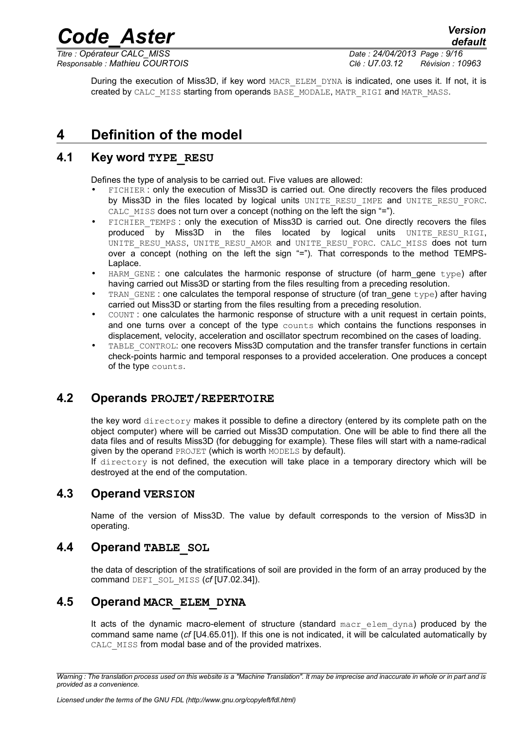During the execution of Miss3D, if key word MACR_ELEM_DYNA is indicated, one uses it. If not, it is created by CALC_MISS starting from operands BASE_MODALE, MATR_RIGI and MATR_MASS.

# 4 Definition of the model

## 4.1 Key word TYPE_RESU

Defines the type of analysis to be carried out. Five values are allowed:

- FICHIER : only the execution of Miss3D is carried out. One directly recovers the files produced by Miss3D in the files located by logical units UNITE_RESU_IMPE and UNITE_RESU_FORC. CALC_MISS does not turn over a concept (nothing on the left the sign "=").
- FICHIER_TEMPS : only the execution of Miss3D is carried out. One directly recovers the files produced by Miss3D in the files located by logical units UNITE_RESU_RIGI, UNITE_RESU_MASS, UNITE_RESU_AMOR and UNITE_RESU_FORC. CALC_MISS does not turn over a concept (nothing on the left the sign "="). That corresponds to the method TEMPS-Laplace.
- HARM_GENE : one calculates the harmonic response of structure (of harm_gene type) after having carried out Miss3D or starting from the files resulting from a preceding resolution.
- TRAN_GENE : one calculates the temporal response of structure (of tran_gene type) after having carried out Miss3D or starting from the files resulting from a preceding resolution.
- COUNT : one calculates the harmonic response of structure with a unit request in certain points, and one turns over a concept of the type counts which contains the functions responses in displacement, velocity, acceleration and oscillator spectrum recombined on the cases of loading.
- TABLE_CONTROL: one recovers Miss3D computation and the transfer transfer functions in certain check-points harmic and temporal responses to a provided acceleration. One produces a concept of the type counts.

## 4.2 Operands PROJET/REPERTOIRE

the key word directory makes it possible to define a directory (entered by its complete path on the object computer) where will be carried out Miss3D computation. One will be able to find there all the data files and of results Miss3D (for debugging for example). These files will start with a name-radical given by the operand PROJET (which is worth MODELS by default).

If directory is not defined, the execution will take place in a temporary directory which will be destroyed at the end of the computation.

## 4.3 Operand VERSION

Name of the version of Miss3D. The value by default corresponds to the version of Miss3D in operating.

## 4.4 Operand TABLE_SOL

the data of description of the stratifications of soil are provided in the form of an array produced by the command DEFI_SOL_MISS (*cf* [U7.02.34]).

## 4.5 Operand MACR_ELEM_DYNA

It acts of the dynamic macro-element of structure (standard macr_elem_dyna) produced by the command same name (*cf* [U4.65.01]). If this one is not indicated, it will be calculated automatically by CALC_MISS from modal base and of the provided matrixes.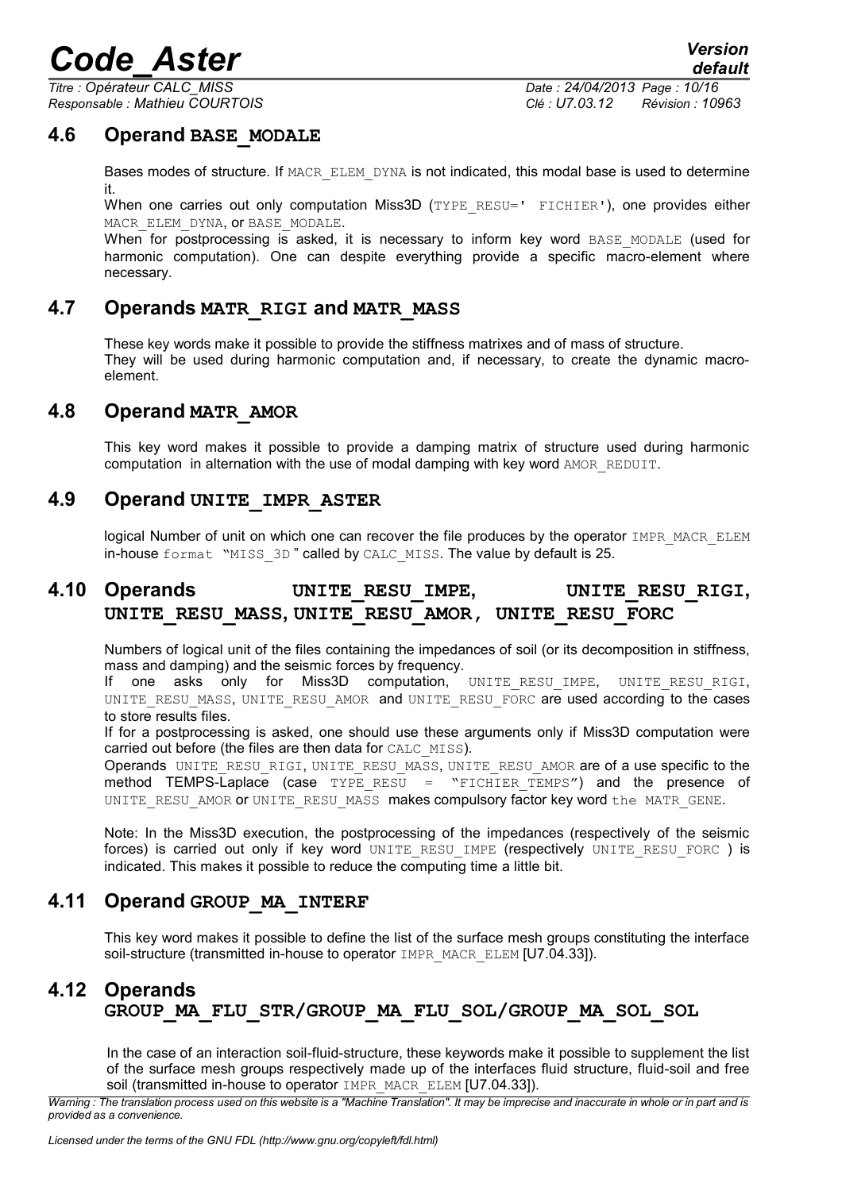## 4.6 Operand BASE_MODALE

Bases modes of structure. If MACR_ELEM_DYNA is not indicated, this modal base is used to determine it.

When one carries out only computation Miss3D (TYPE_RESU=' FICHIER'), one provides either MACR_ELEM_DYNA, or BASE_MODALE.

When for postprocessing is asked, it is necessary to inform key word BASE_MODALE (used for harmonic computation). One can despite everything provide a specific macro-element where necessary.

## 4.7 Operands MATR_RIGI and MATR_MASS

These key words make it possible to provide the stiffness matrixes and of mass of structure.

They will be used during harmonic computation and, if necessary, to create the dynamic macro-element.

## 4.8 Operand MATR_AMOR

This key word makes it possible to provide a damping matrix of structure used during harmonic computation in alternation with the use of modal damping with key word AMOR_REDUIT.

## 4.9 Operand UNITE_IMPR_ASTER

logical Number of unit on which one can recover the file produces by the operator IMPR_MACR_ELEM in-house format "MISS_3D" called by CALC_MISS. The value by default is 25.

## 4.10 Operands UNITE_RESU_IMPE, UNITE_RESU_RIGI, UNITE_RESU_MASS, UNITE_RESU_AMOR, UNITE_RESU_FORC

Numbers of logical unit of the files containing the impedances of soil (or its decomposition in stiffness, mass and damping) and the seismic forces by frequency.

If one asks only for Miss3D computation, UNITE_RESU_IMPE, UNITE_RESU_RIGI, UNITE_RESU_MASS, UNITE_RESU_AMOR and UNITE_RESU_FORC are used according to the cases to store results files.

If for a postprocessing is asked, one should use these arguments only if Miss3D computation were carried out before (the files are then data for CALC_MISS).

Operands UNITE_RESU_RIGI, UNITE_RESU_MASS, UNITE_RESU_AMOR are of a use specific to the method TEMPS-Laplace (case TYPE_RESU = "FICHIER_TEMPS") and the presence of UNITE_RESU_AMOR or UNITE_RESU_MASS makes compulsory factor key word the MATR_GENE.

Note: In the Miss3D execution, the postprocessing of the impedances (respectively of the seismic forces) is carried out only if key word UNITE_RESU_IMPE (respectively UNITE_RESU_FORC ) is indicated. This makes it possible to reduce the computing time a little bit.

## 4.11 Operand GROUP_MA_INTERF

This key word makes it possible to define the list of the surface mesh groups constituting the interface soil-structure (transmitted in-house to operator IMPR_MACR_ELEM [U7.04.33]).

## 4.12 Operands GROUP_MA_FLU_STR/GROUP_MA_FLU_SOL/GROUP_MA_SOL_SOL

In the case of an interaction soil-fluid-structure, these keywords make it possible to supplement the list of the surface mesh groups respectively made up of the interfaces fluid structure, fluid-soil and free soil (transmitted in-house to operator IMPR_MACR_ELEM [U7.04.33]).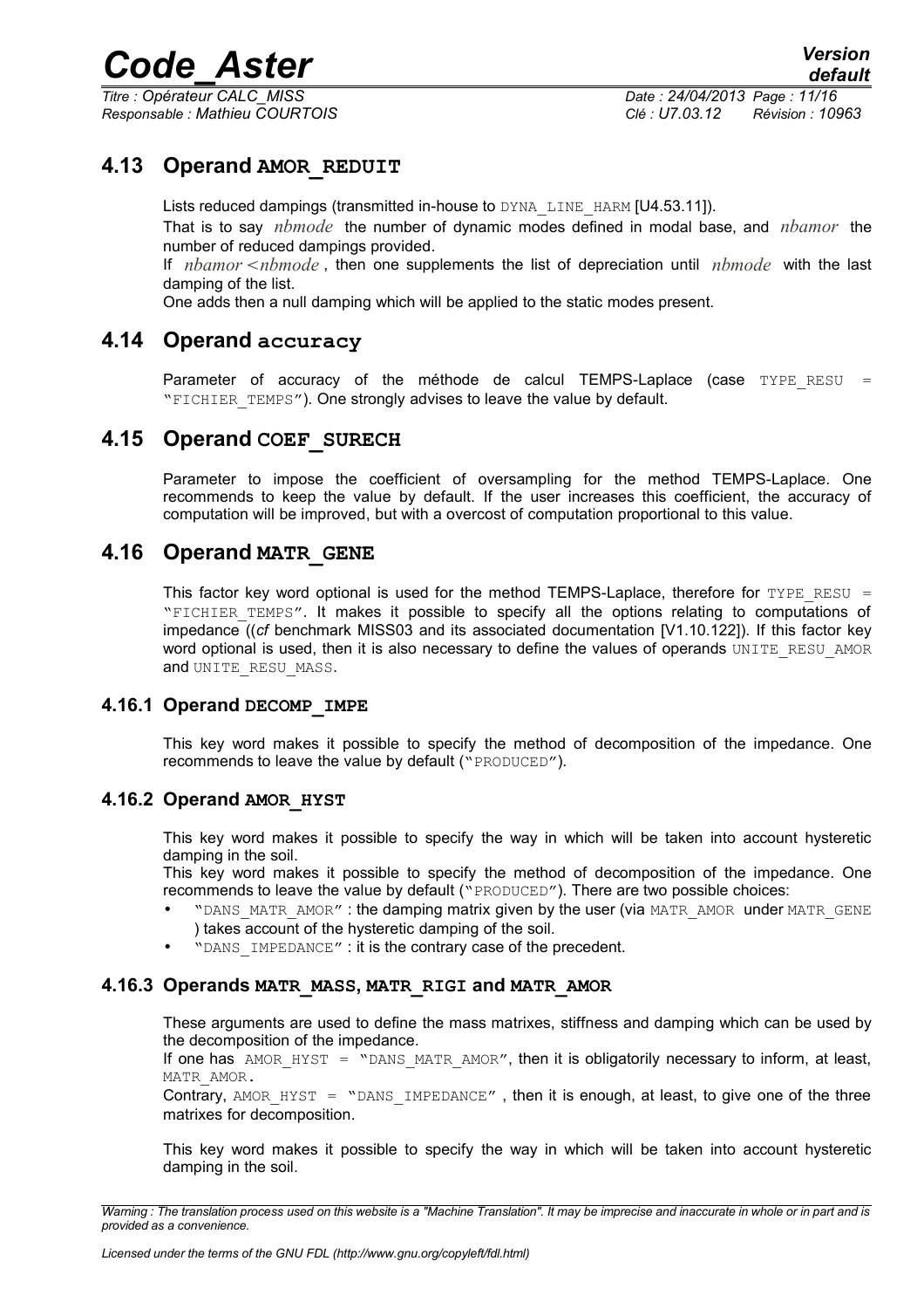## 4.13 Operand AMOR_REDUIT

Lists reduced dampings (transmitted in-house to DYNA_LINE_HARM [U4.53.11]).

That is to say $nbmode$ the number of dynamic modes defined in modal base, and $nbamor$ the number of reduced dampings provided.

If $nbamor < nbmode$, then one supplements the list of depreciation until $nbmode$ with the last damping of the list.

One adds then a null damping which will be applied to the static modes present.

## 4.14 Operand accuracy

Parameter of accuracy of the méthode de calcul TEMPS-Laplace (case TYPE_RESU = "FICHIER_TEMPS"). One strongly advises to leave the value by default.

## 4.15 Operand COEF_SURECH

Parameter to impose the coefficient of oversampling for the method TEMPS-Laplace. One recommends to keep the value by default. If the user increases this coefficient, the accuracy of computation will be improved, but with a overcost of computation proportional to this value.

## 4.16 Operand MATR_GENE

This factor key word optional is used for the method TEMPS-Laplace, therefore for TYPE_RESU = "FICHIER_TEMPS". It makes it possible to specify all the options relating to computations of impedance ((*cf* benchmark MISS03 and its associated documentation [V1.10.122]). If this factor key word optional is used, then it is also necessary to define the values of operands UNITE_RESU_AMOR and UNITE_RESU_MASS.

### 4.16.1 Operand DECOMP_IMPE

This key word makes it possible to specify the method of decomposition of the impedance. One recommends to leave the value by default ("PRODUCED").

### 4.16.2 Operand AMOR_HYST

This key word makes it possible to specify the way in which will be taken into account hysteretic damping in the soil.

This key word makes it possible to specify the method of decomposition of the impedance. One recommends to leave the value by default ("PRODUCED"). There are two possible choices:

- "DANS_MATR_AMOR" : the damping matrix given by the user (via MATR_AMOR under MATR_GENE ) takes account of the hysteretic damping of the soil.
- "DANS_IMPEDANCE" : it is the contrary case of the precedent.

### 4.16.3 Operands MATR_MASS, MATR_RIGI and MATR_AMOR

These arguments are used to define the mass matrixes, stiffness and damping which can be used by the decomposition of the impedance.

If one has AMOR_HYST = "DANS_MATR_AMOR", then it is obligatorily necessary to inform, at least, MATR_AMOR.

Contrary, AMOR_HYST = "DANS_IMPEDANCE" , then it is enough, at least, to give one of the three matrixes for decomposition.

This key word makes it possible to specify the way in which will be taken into account hysteretic damping in the soil.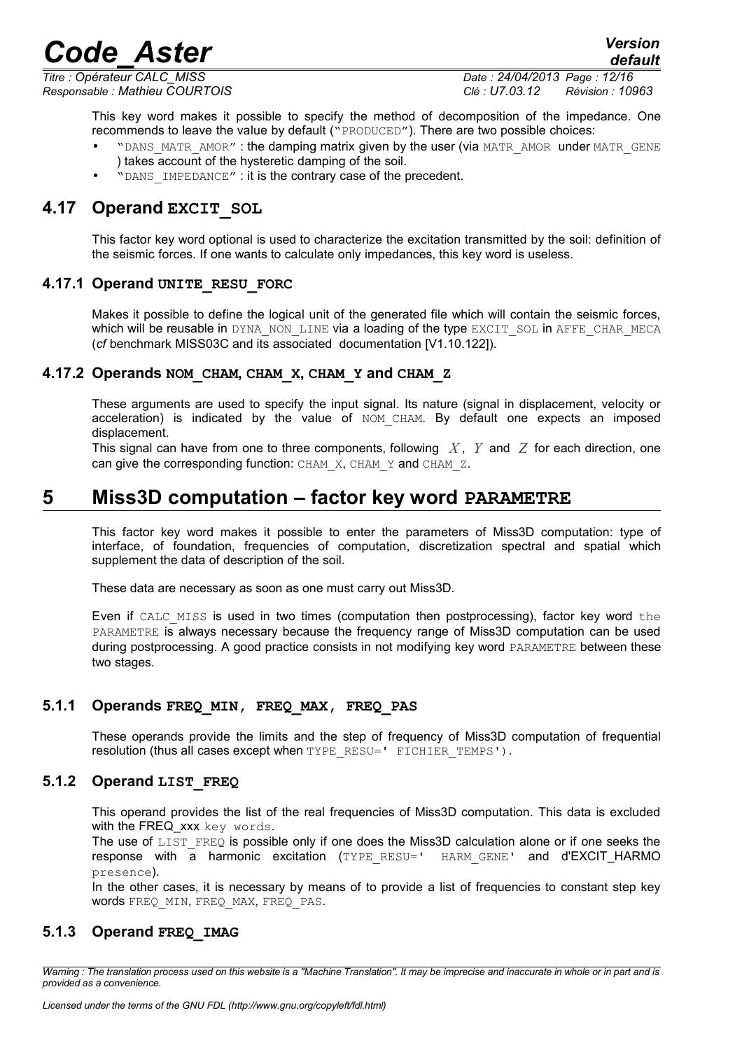This key word makes it possible to specify the method of decomposition of the impedance. One recommends to leave the value by default ("PRODUCED"). There are two possible choices:

- "DANS_MATR_AMOR" : the damping matrix given by the user (via MATR_AMOR under MATR_GENE ) takes account of the hysteretic damping of the soil.
- "DANS_IMPEDANCE" : it is the contrary case of the precedent.

## 4.17 Operand EXCIT_SOL

This factor key word optional is used to characterize the excitation transmitted by the soil: definition of the seismic forces. If one wants to calculate only impedances, this key word is useless.

### 4.17.1 Operand UNITE_RESU_FORC

Makes it possible to define the logical unit of the generated file which will contain the seismic forces, which will be reusable in DYNA_NON_LINE via a loading of the type EXCIT_SOL in AFFE_CHAR_MECA (*cf* benchmark MISS03C and its associated documentation [V1.10.122]).

### 4.17.2 Operands NOM_CHAM, CHAM_X, CHAM_Y and CHAM_Z

These arguments are used to specify the input signal. Its nature (signal in displacement, velocity or acceleration) is indicated by the value of NOM_CHAM. By default one expects an imposed displacement.

This signal can have from one to three components, following $X$, $Y$ and $Z$ for each direction, one can give the corresponding function: CHAM_X, CHAM_Y and CHAM_Z.

# 5 Miss3D computation – factor key word PARAMETRE

This factor key word makes it possible to enter the parameters of Miss3D computation: type of interface, of foundation, frequencies of computation, discretization spectral and spatial which supplement the data of description of the soil.

These data are necessary as soon as one must carry out Miss3D.

Even if CALC_MISS is used in two times (computation then postprocessing), factor key word the PARAMETRE is always necessary because the frequency range of Miss3D computation can be used during postprocessing. A good practice consists in not modifying key word PARAMETRE between these two stages.

### 5.1.1 Operands FREQ_MIN, FREQ_MAX, FREQ_PAS

These operands provide the limits and the step of frequency of Miss3D computation of frequential resolution (thus all cases except when TYPE_RESU=' FICHIER_TEMPS').

### 5.1.2 Operand LIST_FREQ

This operand provides the list of the real frequencies of Miss3D computation. This data is excluded with the FREQ_xxx key words.

The use of LIST_FREQ is possible only if one does the Miss3D calculation alone or if one seeks the response with a harmonic excitation (TYPE_RESU=' HARM_GENE' and d'EXCIT_HARMO presence).

In the other cases, it is necessary by means of to provide a list of frequencies to constant step key words FREQ_MIN, FREQ_MAX, FREQ_PAS.

### 5.1.3 Operand FREQ_IMAG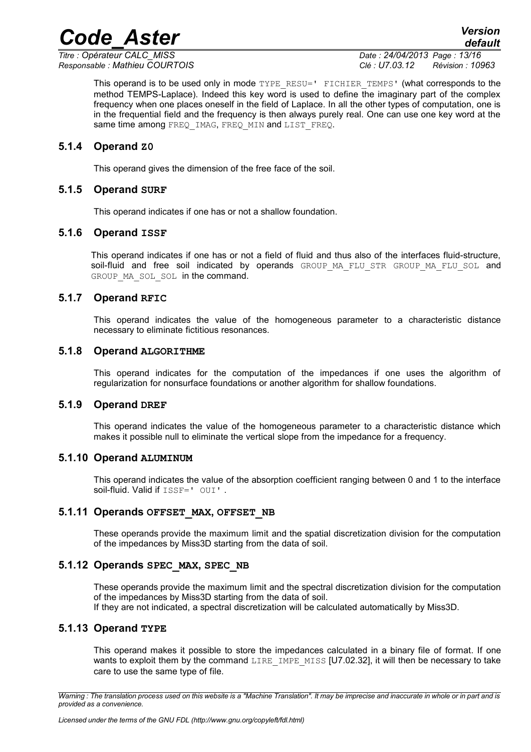This operand is to be used only in mode `TYPE_RESU=' FICHIER_TEMPS'` (what corresponds to the method TEMPS-Laplace). Indeed this key word is used to define the imaginary part of the complex frequency when one places oneself in the field of Laplace. In all the other types of computation, one is in the frequential field and the frequency is then always purely real. One can use one key word at the same time among `FREQ_IMAG`, `FREQ_MIN` and `LIST_FREQ`.

### 5.1.4 Operand `Z0`

This operand gives the dimension of the free face of the soil.

### 5.1.5 Operand `SURF`

This operand indicates if one has or not a shallow foundation.

### 5.1.6 Operand `ISSF`

This operand indicates if one has or not a field of fluid and thus also of the interfaces fluid-structure, soil-fluid and free soil indicated by operands `GROUP_MA_FLU_STR` `GROUP_MA_FLU_SOL` and `GROUP_MA_SOL_SOL` in the command.

### 5.1.7 Operand `RFIC`

This operand indicates the value of the homogeneous parameter to a characteristic distance necessary to eliminate fictitious resonances.

### 5.1.8 Operand `ALGORITHME`

This operand indicates for the computation of the impedances if one uses the algorithm of regularization for nonsurface foundations or another algorithm for shallow foundations.

### 5.1.9 Operand `DREF`

This operand indicates the value of the homogeneous parameter to a characteristic distance which makes it possible null to eliminate the vertical slope from the impedance for a frequency.

### 5.1.10 Operand `ALUMINUM`

This operand indicates the value of the absorption coefficient ranging between 0 and 1 to the interface soil-fluid. Valid if `ISSF=' OUI'`.

### 5.1.11 Operands `OFFSET_MAX`, `OFFSET_NB`

These operands provide the maximum limit and the spatial discretization division for the computation of the impedances by Miss3D starting from the data of soil.

### 5.1.12 Operands `SPEC_MAX`, `SPEC_NB`

These operands provide the maximum limit and the spectral discretization division for the computation of the impedances by Miss3D starting from the data of soil.
If they are not indicated, a spectral discretization will be calculated automatically by Miss3D.

### 5.1.13 Operand `TYPE`

This operand makes it possible to store the impedances calculated in a binary file of format. If one wants to exploit them by the command `LIRE_IMPE_MISS` [U7.02.32], it will then be necessary to take care to use the same type of file.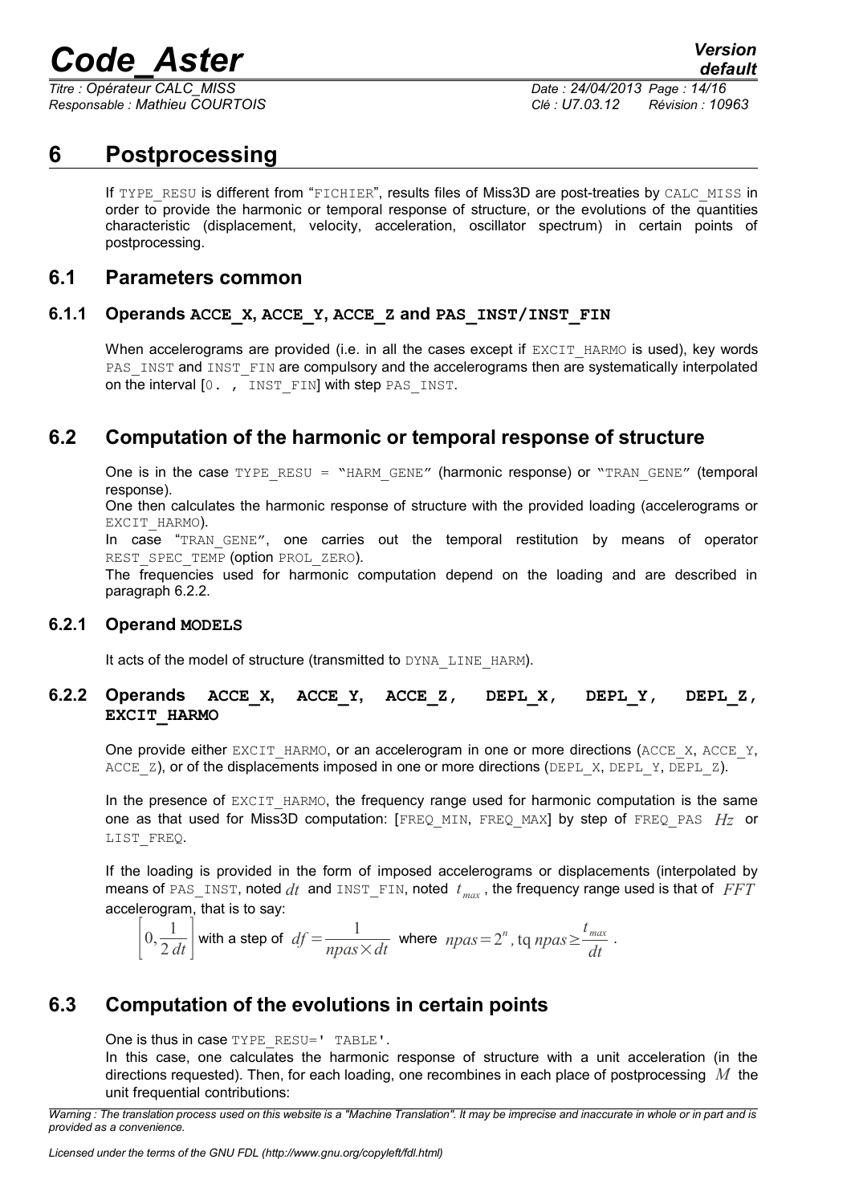# 6 Postprocessing

If TYPE_RESU is different from "FICHIER", results files of Miss3D are post-treaties by CALC_MISS in order to provide the harmonic or temporal response of structure, or the evolutions of the quantities characteristic (displacement, velocity, acceleration, oscillator spectrum) in certain points of postprocessing.

## 6.1 Parameters common

### 6.1.1 Operands ACCE_X, ACCE_Y, ACCE_Z and PAS_INST/INST_FIN

When accelerograms are provided (i.e. in all the cases except if EXCIT_HARMO is used), key words PAS_INST and INST_FIN are compulsory and the accelerograms then are systematically interpolated on the interval [0. , INST_FIN] with step PAS_INST.

## 6.2 Computation of the harmonic or temporal response of structure

One is in the case TYPE_RESU = "HARM_GENE" (harmonic response) or "TRAN_GENE" (temporal response).

One then calculates the harmonic response of structure with the provided loading (accelerograms or EXCIT_HARMO).

In case "TRAN_GENE", one carries out the temporal restitution by means of operator REST_SPEC_TEMP (option PROL_ZERO).

The frequencies used for harmonic computation depend on the loading and are described in paragraph 6.2.2.

### 6.2.1 Operand MODELS

It acts of the model of structure (transmitted to DYNA_LINE_HARM).

### 6.2.2 Operands ACCE_X, ACCE_Y, ACCE_Z, DEPL_X, DEPL_Y, DEPL_Z, EXCIT_HARMO

One provide either EXCIT_HARMO, or an accelerogram in one or more directions (ACCE_X, ACCE_Y, ACCE_Z), or of the displacements imposed in one or more directions (DEPL_X, DEPL_Y, DEPL_Z).

In the presence of EXCIT_HARMO, the frequency range used for harmonic computation is the same one as that used for Miss3D computation: [FREQ_MIN, FREQ_MAX] by step of FREQ_PAS $Hz$ or LIST_FREQ.

If the loading is provided in the form of imposed accelerograms or displacements (interpolated by means of PAS_INST, noted $dt$ and INST_FIN, noted $t_{max}$, the frequency range used is that of $FFT$ accelerogram, that is to say:

$$\left[0, \frac{1}{2\,dt}\right] \text{ with a step of } df = \frac{1}{npas \times dt} \text{ where } npas = 2^n \text{, tq } npas \geq \frac{t_{max}}{dt} .$$

## 6.3 Computation of the evolutions in certain points

One is thus in case TYPE_RESU=' TABLE'.

In this case, one calculates the harmonic response of structure with a unit acceleration (in the directions requested). Then, for each loading, one recombines in each place of postprocessing $M$ the unit frequential contributions: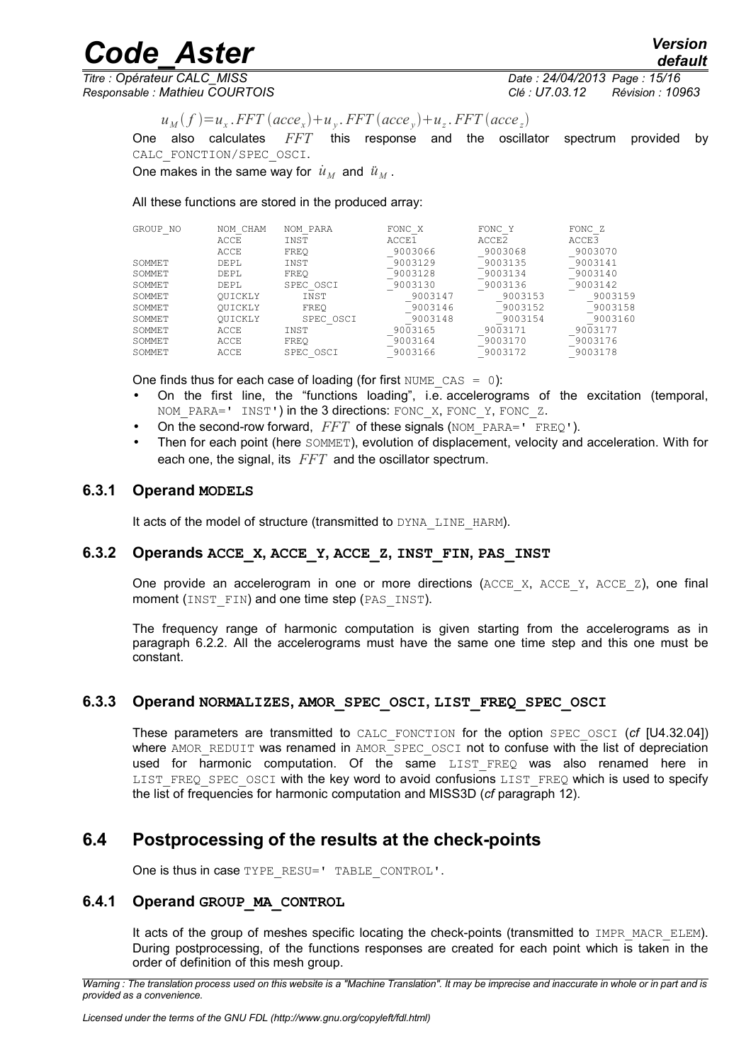$$u_M(f) = u_x . FFT(acce_x) + u_y . FFT(acce_y) + u_z . FFT(acce_z)$$

One also calculates $FFT$ this response and the oscillator spectrum provided by CALC_FONCTION/SPEC_OSCI.

One makes in the same way for $\dot{u}_M$ and $\ddot{u}_M$.

All these functions are stored in the produced array:

| GROUP_NO | NOM_CHAM | NOM_PARA | FONC_X | FONC_Y | FONC_Z |
|---|---|---|---|---|---|
| | ACCE | INST | ACCE1 | ACCE2 | ACCE3 |
| | ACCE | FREQ | _9003066 | _9003068 | _9003070 |
| SOMMET | DEPL | INST | _9003129 | _9003135 | _9003141 |
| SOMMET | DEPL | FREQ | _9003128 | _9003134 | _9003140 |
| SOMMET | DEPL | SPEC_OSCI | _9003130 | _9003136 | _9003142 |
| SOMMET | QUICKLY | INST | _9003147 | _9003153 | _9003159 |
| SOMMET | QUICKLY | FREQ | _9003146 | _9003152 | _9003158 |
| SOMMET | QUICKLY | SPEC_OSCI | _9003148 | _9003154 | _9003160 |
| SOMMET | ACCE | INST | _9003165 | _9003171 | _9003177 |
| SOMMET | ACCE | FREQ | _9003164 | _9003170 | _9003176 |
| SOMMET | ACCE | SPEC_OSCI | _9003166 | _9003172 | _9003178 |

One finds thus for each case of loading (for first NUME_CAS = 0):

- On the first line, the "functions loading", i.e. accelerograms of the excitation (temporal, NOM_PARA=' INST') in the 3 directions: FONC_X, FONC_Y, FONC_Z.
- On the second-row forward, $FFT$ of these signals (NOM_PARA=' FREQ').
- Then for each point (here SOMMET), evolution of displacement, velocity and acceleration. With for each one, the signal, its $FFT$ and the oscillator spectrum.

#### 6.3.1 Operand MODELS

It acts of the model of structure (transmitted to DYNA_LINE_HARM).

#### 6.3.2 Operands ACCE_X, ACCE_Y, ACCE_Z, INST_FIN, PAS_INST

One provide an accelerogram in one or more directions (ACCE_X, ACCE_Y, ACCE_Z), one final moment (INST_FIN) and one time step (PAS_INST).

The frequency range of harmonic computation is given starting from the accelerograms as in paragraph 6.2.2. All the accelerograms must have the same one time step and this one must be constant.

#### 6.3.3 Operand NORMALIZES, AMOR_SPEC_OSCI, LIST_FREQ_SPEC_OSCI

These parameters are transmitted to CALC_FONCTION for the option SPEC_OSCI (*cf* [U4.32.04]) where AMOR_REDUIT was renamed in AMOR_SPEC_OSCI not to confuse with the list of depreciation used for harmonic computation. Of the same LIST_FREQ was also renamed here in LIST_FREQ_SPEC_OSCI with the key word to avoid confusions LIST_FREQ which is used to specify the list of frequencies for harmonic computation and MISS3D (*cf* paragraph 12).

### 6.4 Postprocessing of the results at the check-points

One is thus in case TYPE_RESU=' TABLE_CONTROL'.

#### 6.4.1 Operand GROUP_MA_CONTROL

It acts of the group of meshes specific locating the check-points (transmitted to IMPR_MACR_ELEM). During postprocessing, of the functions responses are created for each point which is taken in the order of definition of this mesh group.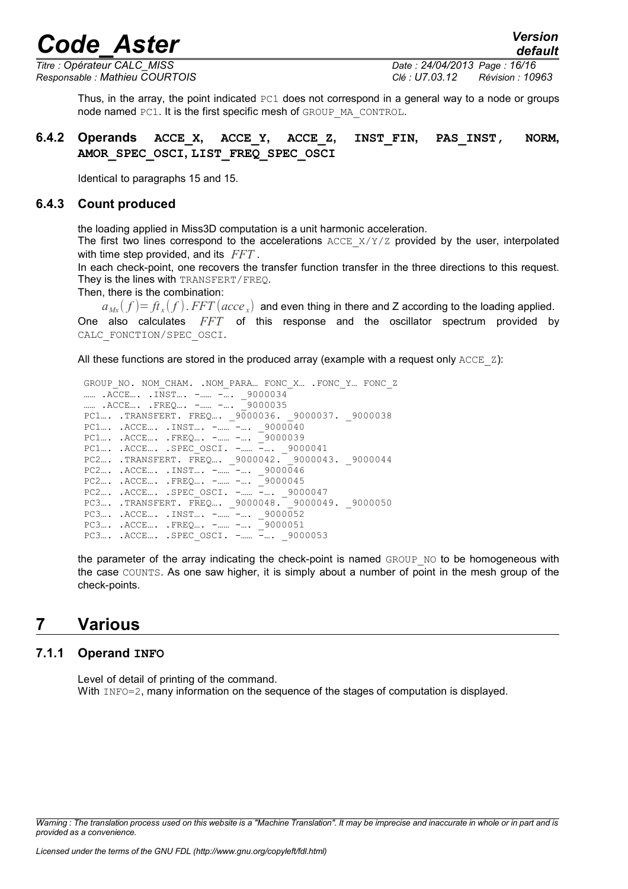Thus, in the array, the point indicated PC1 does not correspond in a general way to a node or groups node named PC1. It is the first specific mesh of GROUP_MA_CONTROL.

### 6.4.2 Operands ACCE_X, ACCE_Y, ACCE_Z, INST_FIN, PAS_INST, NORM, AMOR_SPEC_OSCI, LIST_FREQ_SPEC_OSCI

Identical to paragraphs 15 and 15.

### 6.4.3 Count produced

the loading applied in Miss3D computation is a unit harmonic acceleration.
The first two lines correspond to the accelerations ACCE_X/Y/Z provided by the user, interpolated with time step provided, and its $FFT$.
In each check-point, one recovers the transfer function transfer in the three directions to this request. They is the lines with TRANSFERT/FREQ.
Then, there is the combination:

$a_{Mx}(f) = ft_x(f) . FFT(acce_x)$ and even thing in there and Z according to the loading applied.
One also calculates $FFT$ of this response and the oscillator spectrum provided by CALC_FONCTION/SPEC_OSCI.

All these functions are stored in the produced array (example with a request only ACCE_Z):

```
GROUP_NO. NOM_CHAM. .NOM_PARA… FONC_X… .FONC_Y… FONC_Z
…… .ACCE…. .INST…. -…… -…. _9000034
…… .ACCE…. .FREQ…. -…… -…. _9000035
PC1…. .TRANSFERT. FREQ…. _9000036. _9000037. _9000038
PC1…. .ACCE…. .INST…. -…… -…. _9000040
PC1…. .ACCE…. .FREQ…. -…… -…. _9000039
PC1…. .ACCE…. .SPEC_OSCI. -…… -…. _9000041
PC2…. .TRANSFERT. FREQ…. _9000042. _9000043. _9000044
PC2…. .ACCE…. .INST…. -…… -…. _9000046
PC2…. .ACCE…. .FREQ…. -…… -…. _9000045
PC2…. .ACCE…. .SPEC_OSCI. -…… -…. _9000047
PC3…. .TRANSFERT. FREQ…. _9000048. _9000049. _9000050
PC3…. .ACCE…. .INST…. -…… -…. _9000052
PC3…. .ACCE…. .FREQ…. -…… -…. _9000051
PC3…. .ACCE…. .SPEC_OSCI. -…… -…. _9000053
```

the parameter of the array indicating the check-point is named GROUP_NO to be homogeneous with the case COUNTS. As one saw higher, it is simply about a number of point in the mesh group of the check-points.

# 7 Various

### 7.1.1 Operand INFO

Level of detail of printing of the command.
With INFO=2, many information on the sequence of the stages of computation is displayed.